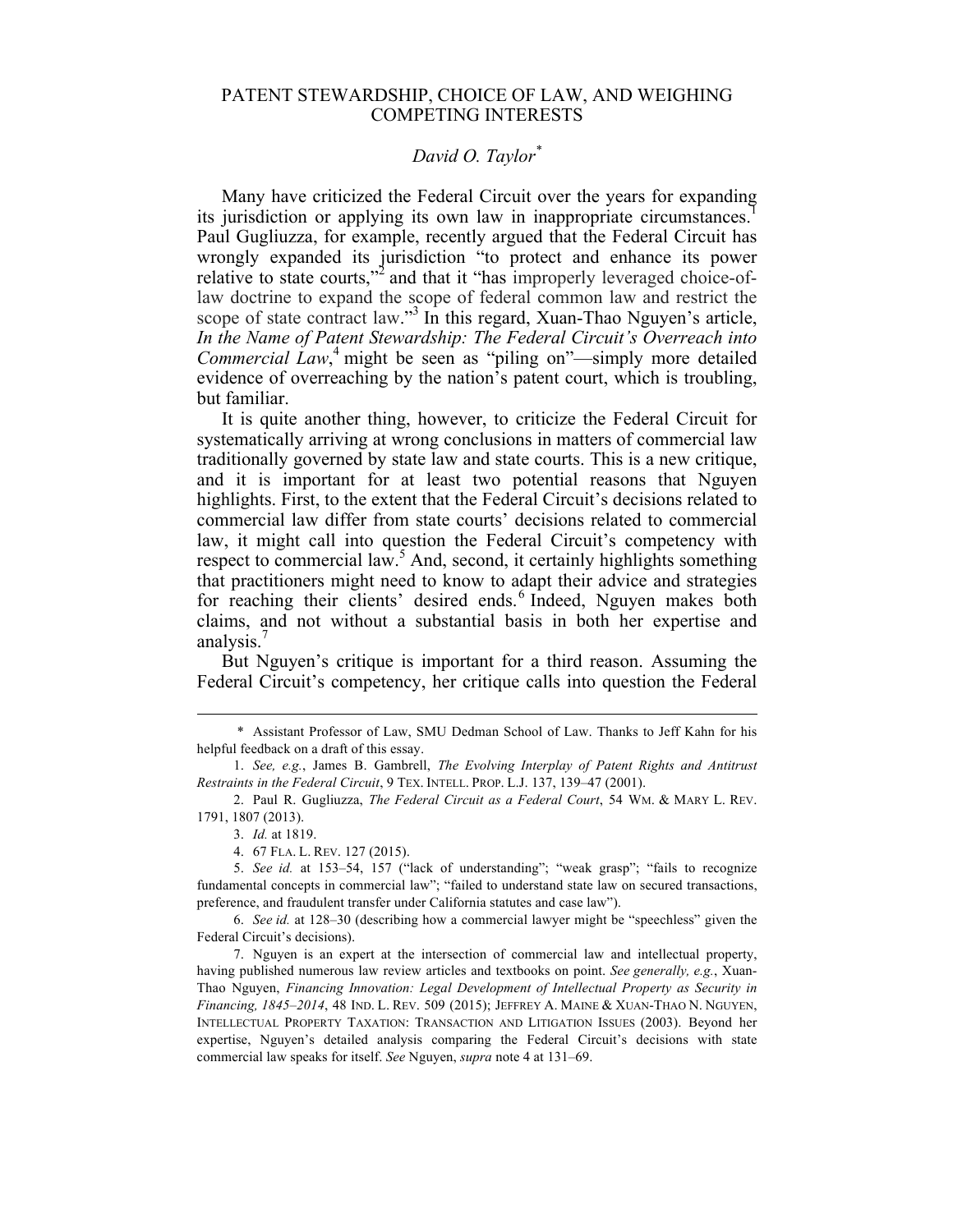# PATENT STEWARDSHIP, CHOICE OF LAW, AND WEIGHING COMPETING INTERESTS

*David O. Taylor*[*]

Many have criticized the Federal Circuit over the years for expanding its jurisdiction or applying its own law in inappropriate circumstances.[1] Paul Gugliuzza, for example, recently argued that the Federal Circuit has wrongly expanded its jurisdiction "to protect and enhance its power relative to state courts,"[2] and that it "has improperly leveraged choice-of-law doctrine to expand the scope of federal common law and restrict the scope of state contract law."[3] In this regard, Xuan-Thao Nguyen's article, *In the Name of Patent Stewardship: The Federal Circuit's Overreach into Commercial Law*,[4] might be seen as "piling on"—simply more detailed evidence of overreaching by the nation's patent court, which is troubling, but familiar.

It is quite another thing, however, to criticize the Federal Circuit for systematically arriving at wrong conclusions in matters of commercial law traditionally governed by state law and state courts. This is a new critique, and it is important for at least two potential reasons that Nguyen highlights. First, to the extent that the Federal Circuit's decisions related to commercial law differ from state courts' decisions related to commercial law, it might call into question the Federal Circuit's competency with respect to commercial law.[5] And, second, it certainly highlights something that practitioners might need to know to adapt their advice and strategies for reaching their clients' desired ends.[6] Indeed, Nguyen makes both claims, and not without a substantial basis in both her expertise and analysis.[7]

But Nguyen's critique is important for a third reason. Assuming the Federal Circuit's competency, her critique calls into question the Federal

---

\* Assistant Professor of Law, SMU Dedman School of Law. Thanks to Jeff Kahn for his helpful feedback on a draft of this essay.

1. *See, e.g.*, James B. Gambrell, *The Evolving Interplay of Patent Rights and Antitrust Restraints in the Federal Circuit*, 9 TEX. INTELL. PROP. L.J. 137, 139–47 (2001).

2. Paul R. Gugliuzza, *The Federal Circuit as a Federal Court*, 54 WM. & MARY L. REV. 1791, 1807 (2013).

3. *Id.* at 1819.

4. 67 FLA. L. REV. 127 (2015).

5. *See id.* at 153–54, 157 ("lack of understanding"; "weak grasp"; "fails to recognize fundamental concepts in commercial law"; "failed to understand state law on secured transactions, preference, and fraudulent transfer under California statutes and case law").

6. *See id.* at 128–30 (describing how a commercial lawyer might be "speechless" given the Federal Circuit's decisions).

7. Nguyen is an expert at the intersection of commercial law and intellectual property, having published numerous law review articles and textbooks on point. *See generally, e.g.*, Xuan-Thao Nguyen, *Financing Innovation: Legal Development of Intellectual Property as Security in Financing, 1845–2014*, 48 IND. L. REV. 509 (2015); JEFFREY A. MAINE & XUAN-THAO N. NGUYEN, INTELLECTUAL PROPERTY TAXATION: TRANSACTION AND LITIGATION ISSUES (2003). Beyond her expertise, Nguyen's detailed analysis comparing the Federal Circuit's decisions with state commercial law speaks for itself. *See* Nguyen, *supra* note 4 at 131–69.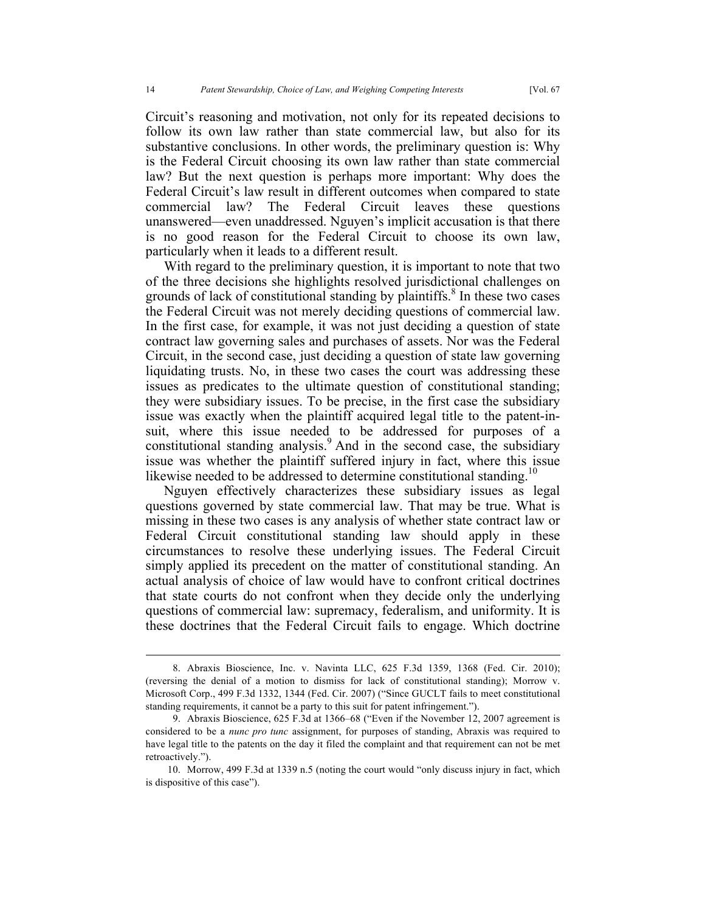Circuit's reasoning and motivation, not only for its repeated decisions to follow its own law rather than state commercial law, but also for its substantive conclusions. In other words, the preliminary question is: Why is the Federal Circuit choosing its own law rather than state commercial law? But the next question is perhaps more important: Why does the Federal Circuit's law result in different outcomes when compared to state commercial law? The Federal Circuit leaves these questions unanswered—even unaddressed. Nguyen's implicit accusation is that there is no good reason for the Federal Circuit to choose its own law, particularly when it leads to a different result.

With regard to the preliminary question, it is important to note that two of the three decisions she highlights resolved jurisdictional challenges on grounds of lack of constitutional standing by plaintiffs.[8] In these two cases the Federal Circuit was not merely deciding questions of commercial law. In the first case, for example, it was not just deciding a question of state contract law governing sales and purchases of assets. Nor was the Federal Circuit, in the second case, just deciding a question of state law governing liquidating trusts. No, in these two cases the court was addressing these issues as predicates to the ultimate question of constitutional standing; they were subsidiary issues. To be precise, in the first case the subsidiary issue was exactly when the plaintiff acquired legal title to the patent-in-suit, where this issue needed to be addressed for purposes of a constitutional standing analysis.[9] And in the second case, the subsidiary issue was whether the plaintiff suffered injury in fact, where this issue likewise needed to be addressed to determine constitutional standing.[10]

Nguyen effectively characterizes these subsidiary issues as legal questions governed by state commercial law. That may be true. What is missing in these two cases is any analysis of whether state contract law or Federal Circuit constitutional standing law should apply in these circumstances to resolve these underlying issues. The Federal Circuit simply applied its precedent on the matter of constitutional standing. An actual analysis of choice of law would have to confront critical doctrines that state courts do not confront when they decide only the underlying questions of commercial law: supremacy, federalism, and uniformity. It is these doctrines that the Federal Circuit fails to engage. Which doctrine

---

8. Abraxis Bioscience, Inc. v. Navinta LLC, 625 F.3d 1359, 1368 (Fed. Cir. 2010); (reversing the denial of a motion to dismiss for lack of constitutional standing); Morrow v. Microsoft Corp., 499 F.3d 1332, 1344 (Fed. Cir. 2007) ("Since GUCLT fails to meet constitutional standing requirements, it cannot be a party to this suit for patent infringement.").

9. Abraxis Bioscience, 625 F.3d at 1366–68 ("Even if the November 12, 2007 agreement is considered to be a *nunc pro tunc* assignment, for purposes of standing, Abraxis was required to have legal title to the patents on the day it filed the complaint and that requirement can not be met retroactively.").

10. Morrow, 499 F.3d at 1339 n.5 (noting the court would "only discuss injury in fact, which is dispositive of this case").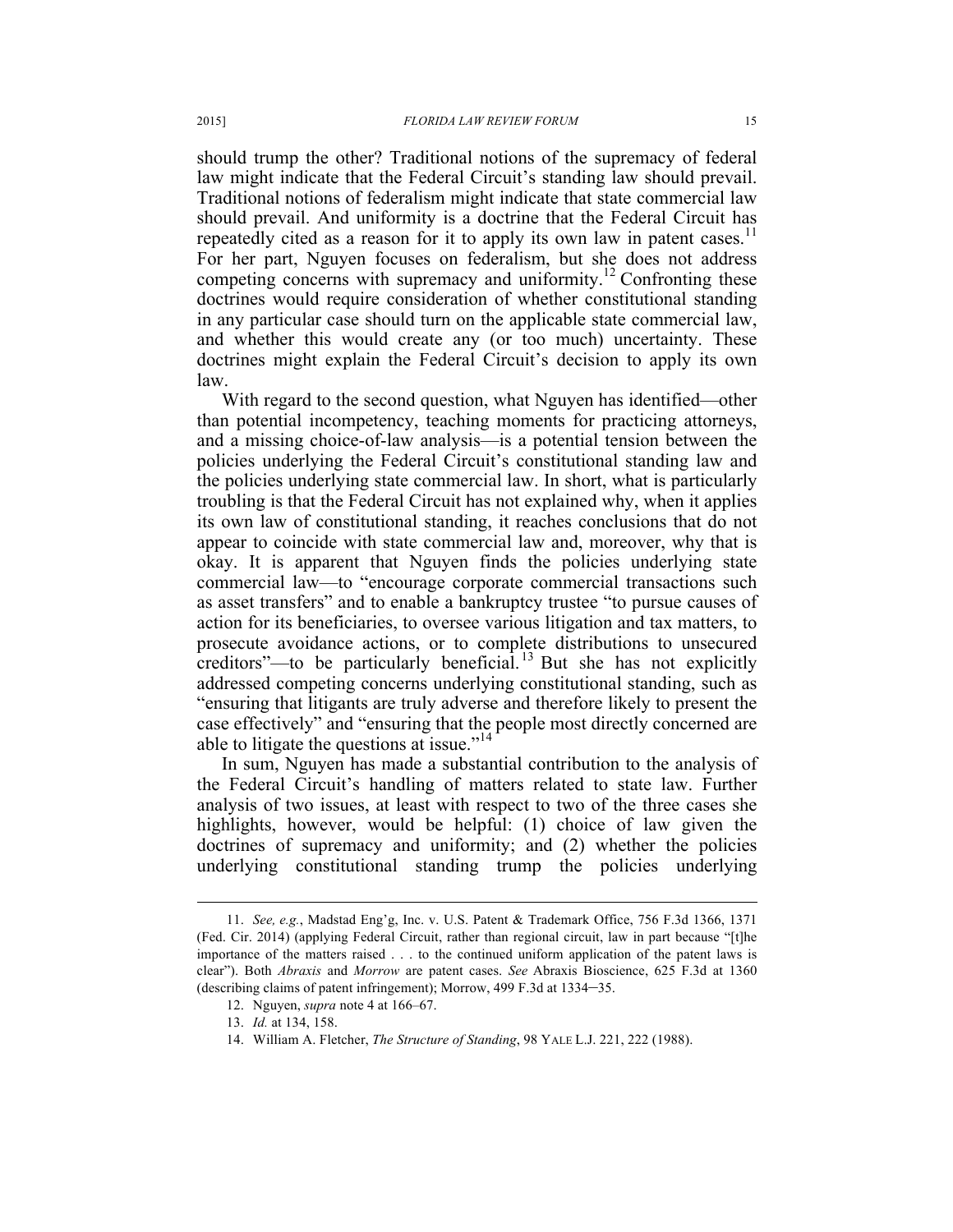should trump the other? Traditional notions of the supremacy of federal law might indicate that the Federal Circuit's standing law should prevail. Traditional notions of federalism might indicate that state commercial law should prevail. And uniformity is a doctrine that the Federal Circuit has repeatedly cited as a reason for it to apply its own law in patent cases.[11] For her part, Nguyen focuses on federalism, but she does not address competing concerns with supremacy and uniformity.[12] Confronting these doctrines would require consideration of whether constitutional standing in any particular case should turn on the applicable state commercial law, and whether this would create any (or too much) uncertainty. These doctrines might explain the Federal Circuit's decision to apply its own law.

With regard to the second question, what Nguyen has identified—other than potential incompetency, teaching moments for practicing attorneys, and a missing choice-of-law analysis—is a potential tension between the policies underlying the Federal Circuit's constitutional standing law and the policies underlying state commercial law. In short, what is particularly troubling is that the Federal Circuit has not explained why, when it applies its own law of constitutional standing, it reaches conclusions that do not appear to coincide with state commercial law and, moreover, why that is okay. It is apparent that Nguyen finds the policies underlying state commercial law—to "encourage corporate commercial transactions such as asset transfers" and to enable a bankruptcy trustee "to pursue causes of action for its beneficiaries, to oversee various litigation and tax matters, to prosecute avoidance actions, or to complete distributions to unsecured creditors"—to be particularly beneficial.[13] But she has not explicitly addressed competing concerns underlying constitutional standing, such as "ensuring that litigants are truly adverse and therefore likely to present the case effectively" and "ensuring that the people most directly concerned are able to litigate the questions at issue."[14]

In sum, Nguyen has made a substantial contribution to the analysis of the Federal Circuit's handling of matters related to state law. Further analysis of two issues, at least with respect to two of the three cases she highlights, however, would be helpful: (1) choice of law given the doctrines of supremacy and uniformity; and (2) whether the policies underlying constitutional standing trump the policies underlying

---

11. *See, e.g.*, Madstad Eng'g, Inc. v. U.S. Patent & Trademark Office, 756 F.3d 1366, 1371 (Fed. Cir. 2014) (applying Federal Circuit, rather than regional circuit, law in part because "[t]he importance of the matters raised . . . to the continued uniform application of the patent laws is clear"). Both *Abraxis* and *Morrow* are patent cases. *See* Abraxis Bioscience, 625 F.3d at 1360 (describing claims of patent infringement); Morrow, 499 F.3d at 1334–35.

12. Nguyen, *supra* note 4 at 166–67.

13. *Id.* at 134, 158.

14. William A. Fletcher, *The Structure of Standing*, 98 YALE L.J. 221, 222 (1988).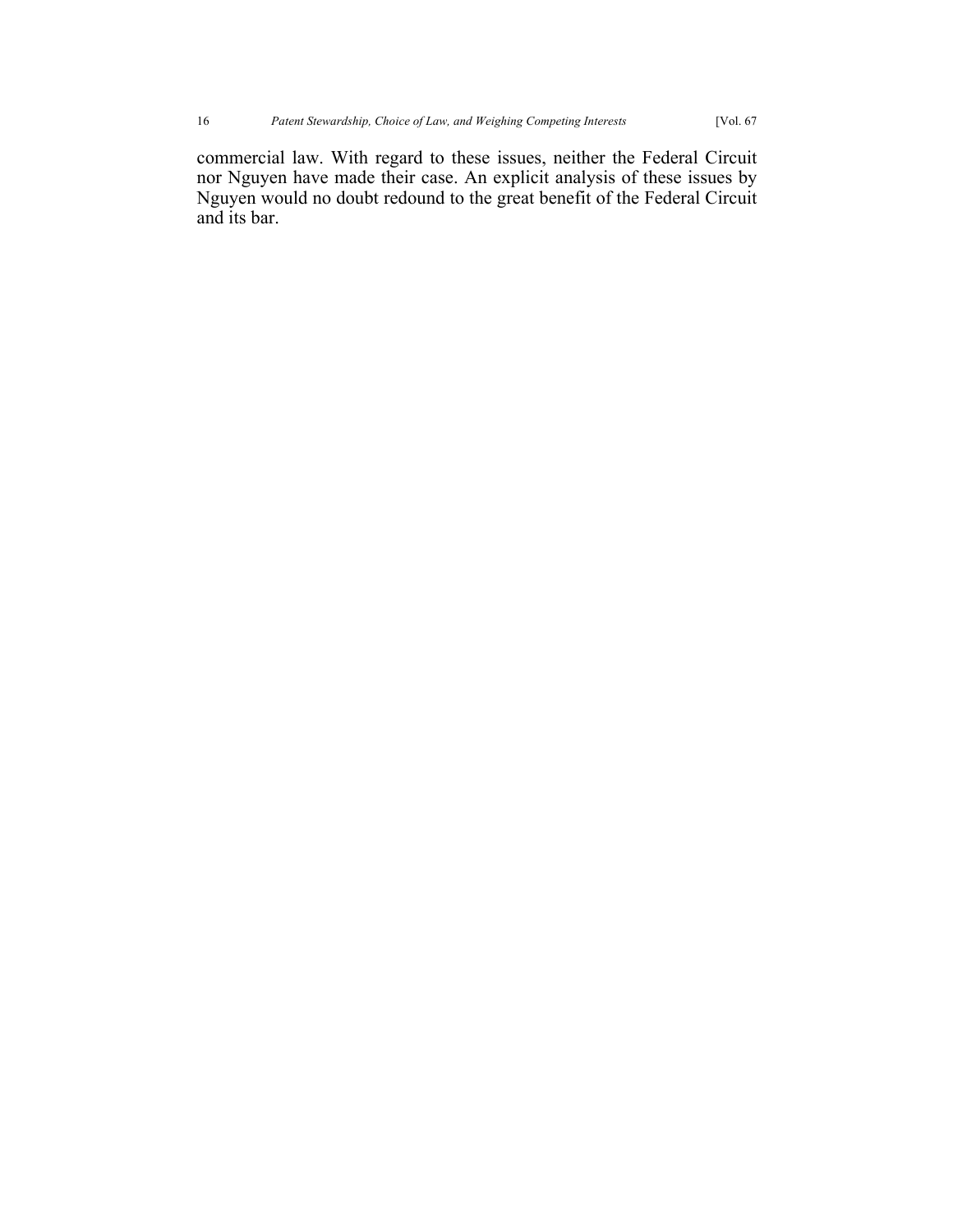commercial law. With regard to these issues, neither the Federal Circuit nor Nguyen have made their case. An explicit analysis of these issues by Nguyen would no doubt redound to the great benefit of the Federal Circuit and its bar.